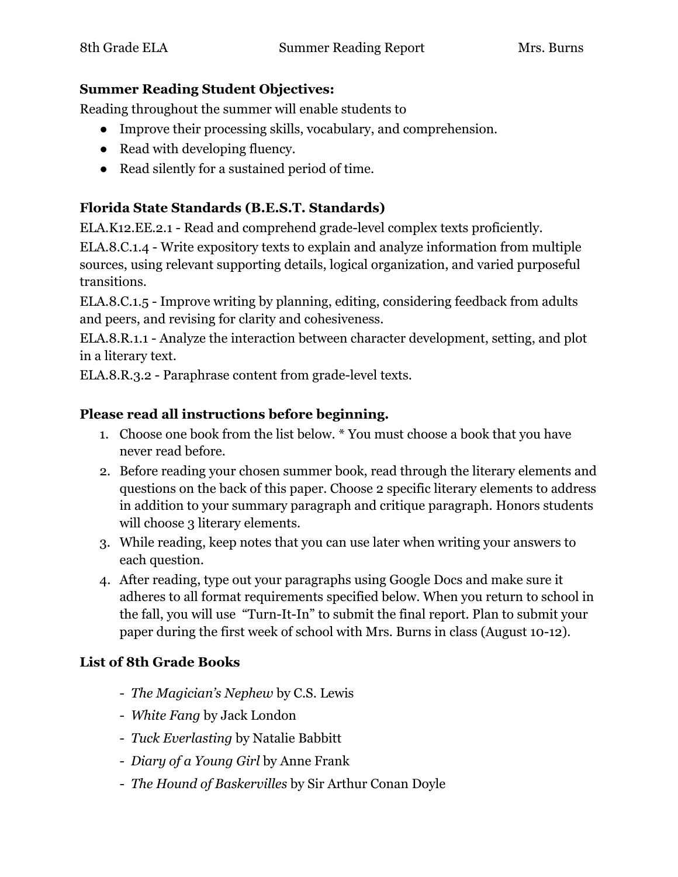8th Grade ELA Summer Reading Report Mrs. Burns

**Summer Reading Student Objectives:**

Reading throughout the summer will enable students to

- Improve their processing skills, vocabulary, and comprehension.
- Read with developing fluency.
- Read silently for a sustained period of time.

**Florida State Standards (B.E.S.T. Standards)**

ELA.K12.EE.2.1 - Read and comprehend grade-level complex texts proficiently.

ELA.8.C.1.4 - Write expository texts to explain and analyze information from multiple sources, using relevant supporting details, logical organization, and varied purposeful transitions.

ELA.8.C.1.5 - Improve writing by planning, editing, considering feedback from adults and peers, and revising for clarity and cohesiveness.

ELA.8.R.1.1 - Analyze the interaction between character development, setting, and plot in a literary text.

ELA.8.R.3.2 - Paraphrase content from grade-level texts.

**Please read all instructions before beginning.**

1. Choose one book from the list below. * You must choose a book that you have never read before.
2. Before reading your chosen summer book, read through the literary elements and questions on the back of this paper. Choose 2 specific literary elements to address in addition to your summary paragraph and critique paragraph. Honors students will choose 3 literary elements.
3. While reading, keep notes that you can use later when writing your answers to each question.
4. After reading, type out your paragraphs using Google Docs and make sure it adheres to all format requirements specified below. When you return to school in the fall, you will use "Turn-It-In" to submit the final report. Plan to submit your paper during the first week of school with Mrs. Burns in class (August 10-12).

**List of 8th Grade Books**

- *The Magician's Nephew* by C.S. Lewis
- *White Fang* by Jack London
- *Tuck Everlasting* by Natalie Babbitt
- *Diary of a Young Girl* by Anne Frank
- *The Hound of Baskervilles* by Sir Arthur Conan Doyle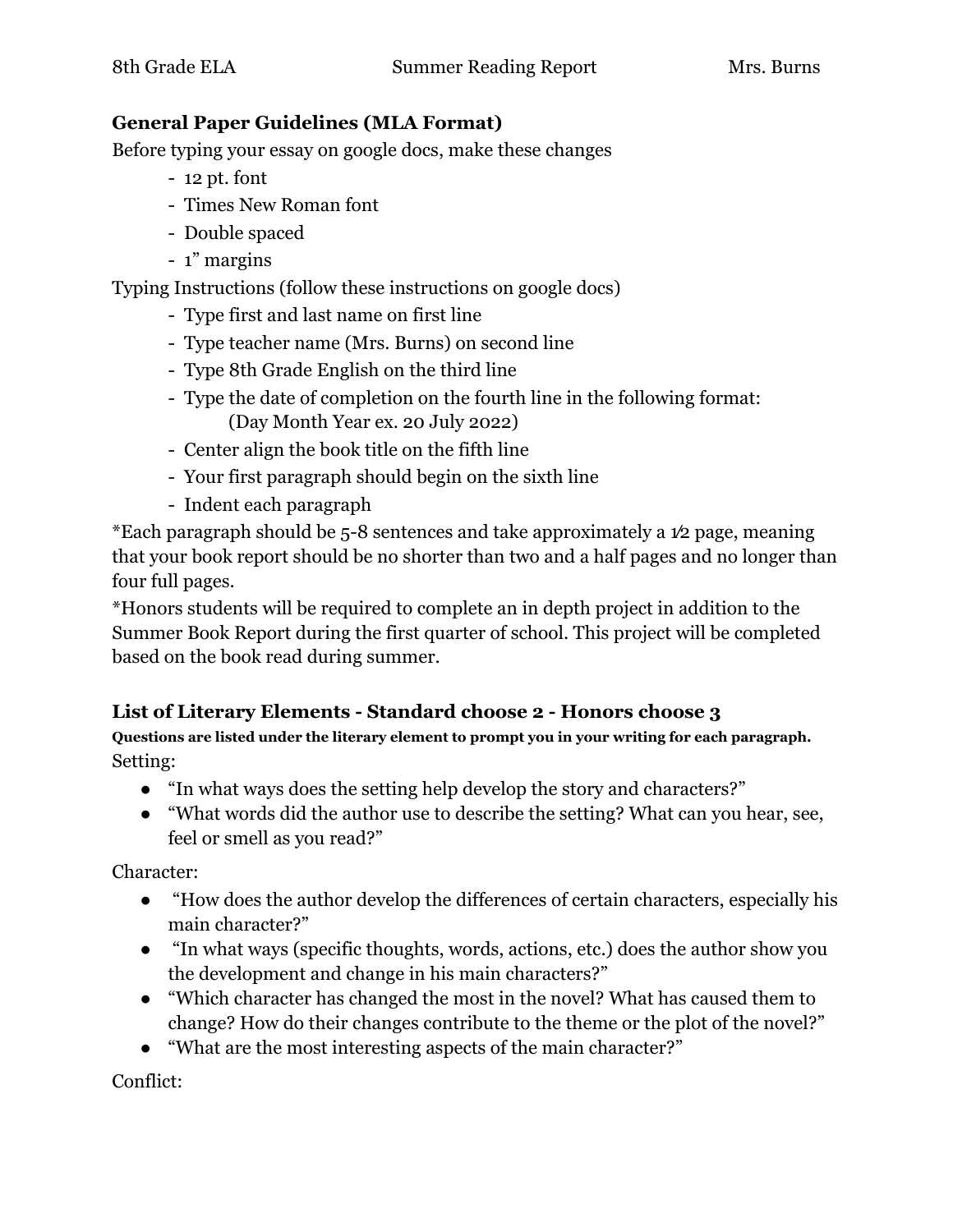## General Paper Guidelines (MLA Format)

Before typing your essay on google docs, make these changes

- 12 pt. font
- Times New Roman font
- Double spaced
- 1" margins

Typing Instructions (follow these instructions on google docs)

- Type first and last name on first line
- Type teacher name (Mrs. Burns) on second line
- Type 8th Grade English on the third line
- Type the date of completion on the fourth line in the following format:
  (Day Month Year ex. 20 July 2022)
- Center align the book title on the fifth line
- Your first paragraph should begin on the sixth line
- Indent each paragraph

*Each paragraph should be 5-8 sentences and take approximately a ½ page, meaning that your book report should be no shorter than two and a half pages and no longer than four full pages.

*Honors students will be required to complete an in depth project in addition to the Summer Book Report during the first quarter of school. This project will be completed based on the book read during summer.

## List of Literary Elements - Standard choose 2 - Honors choose 3

**Questions are listed under the literary element to prompt you in your writing for each paragraph.**

Setting:

- "In what ways does the setting help develop the story and characters?"
- "What words did the author use to describe the setting? What can you hear, see, feel or smell as you read?"

Character:

- "How does the author develop the differences of certain characters, especially his main character?"
- "In what ways (specific thoughts, words, actions, etc.) does the author show you the development and change in his main characters?"
- "Which character has changed the most in the novel? What has caused them to change? How do their changes contribute to the theme or the plot of the novel?"
- "What are the most interesting aspects of the main character?"

Conflict: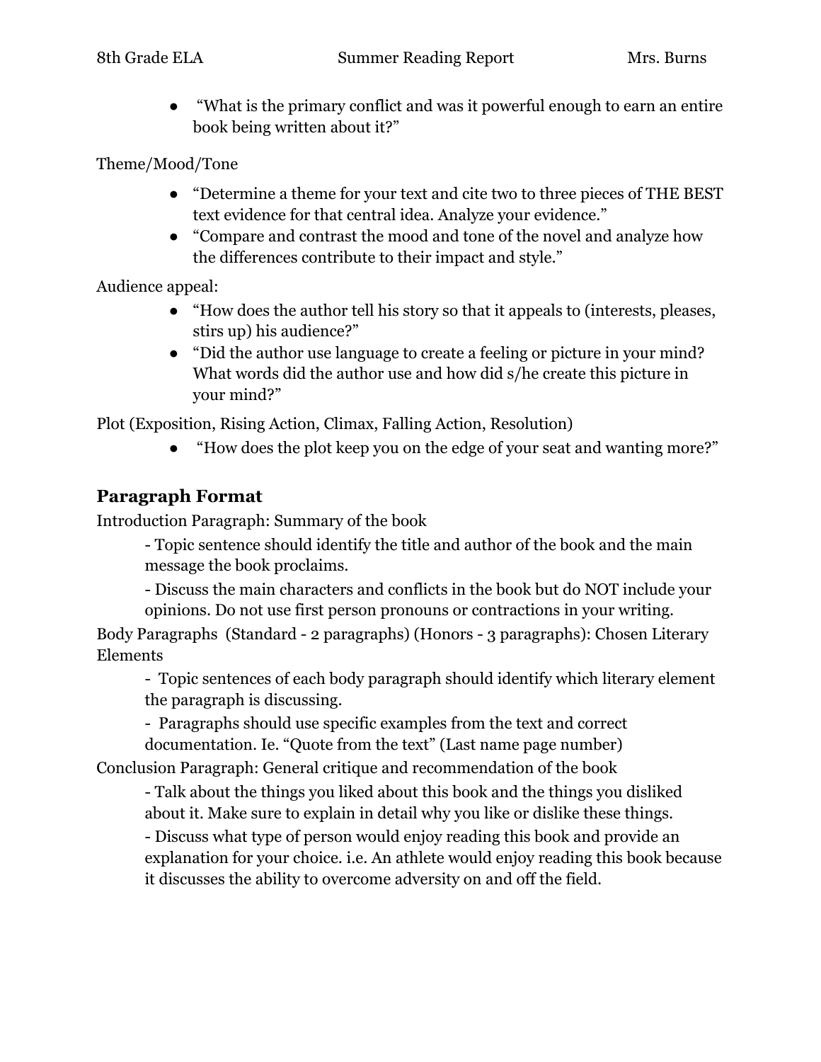- "What is the primary conflict and was it powerful enough to earn an entire book being written about it?"

Theme/Mood/Tone

- "Determine a theme for your text and cite two to three pieces of THE BEST text evidence for that central idea. Analyze your evidence."
- "Compare and contrast the mood and tone of the novel and analyze how the differences contribute to their impact and style."

Audience appeal:

- "How does the author tell his story so that it appeals to (interests, pleases, stirs up) his audience?"
- "Did the author use language to create a feeling or picture in your mind? What words did the author use and how did s/he create this picture in your mind?"

Plot (Exposition, Rising Action, Climax, Falling Action, Resolution)

- "How does the plot keep you on the edge of your seat and wanting more?"

## Paragraph Format

Introduction Paragraph: Summary of the book

- Topic sentence should identify the title and author of the book and the main message the book proclaims.
- Discuss the main characters and conflicts in the book but do NOT include your opinions. Do not use first person pronouns or contractions in your writing.

Body Paragraphs (Standard - 2 paragraphs) (Honors - 3 paragraphs): Chosen Literary Elements

- Topic sentences of each body paragraph should identify which literary element the paragraph is discussing.
- Paragraphs should use specific examples from the text and correct documentation. Ie. "Quote from the text" (Last name page number)

Conclusion Paragraph: General critique and recommendation of the book

- Talk about the things you liked about this book and the things you disliked about it. Make sure to explain in detail why you like or dislike these things.
- Discuss what type of person would enjoy reading this book and provide an explanation for your choice. i.e. An athlete would enjoy reading this book because it discusses the ability to overcome adversity on and off the field.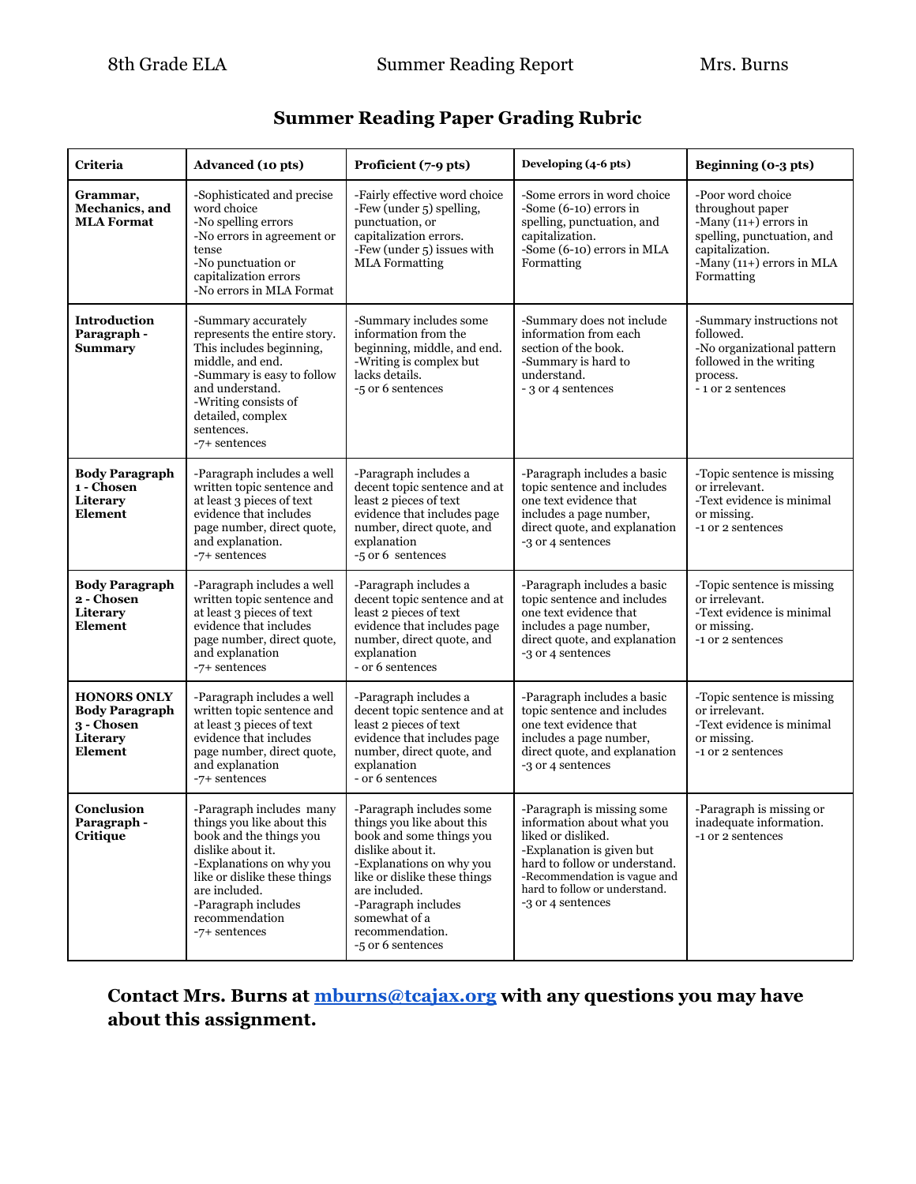## Summer Reading Paper Grading Rubric

| Criteria | Advanced (10 pts) | Proficient (7-9 pts) | Developing (4-6 pts) | Beginning (0-3 pts) |
|---|---|---|---|---|
| **Grammar, Mechanics, and MLA Format** | -Sophisticated and precise word choice<br>-No spelling errors<br>-No errors in agreement or tense<br>-No punctuation or capitalization errors<br>-No errors in MLA Format | -Fairly effective word choice<br>-Few (under 5) spelling, punctuation, or capitalization errors.<br>-Few (under 5) issues with MLA Formatting | -Some errors in word choice<br>-Some (6-10) errors in spelling, punctuation, and capitalization.<br>-Some (6-10) errors in MLA Formatting | -Poor word choice throughout paper<br>-Many (11+) errors in spelling, punctuation, and capitalization.<br>-Many (11+) errors in MLA Formatting |
| **Introduction Paragraph - Summary** | -Summary accurately represents the entire story. This includes beginning, middle, and end.<br>-Summary is easy to follow and understand.<br>-Writing consists of detailed, complex sentences.<br>-7+ sentences | -Summary includes some information from the beginning, middle, and end.<br>-Writing is complex but lacks details.<br>-5 or 6 sentences | -Summary does not include information from each section of the book.<br>-Summary is hard to understand.<br>- 3 or 4 sentences | -Summary instructions not followed.<br>-No organizational pattern followed in the writing process.<br>- 1 or 2 sentences |
| **Body Paragraph 1 - Chosen Literary Element** | -Paragraph includes a well written topic sentence and at least 3 pieces of text evidence that includes page number, direct quote, and explanation.<br>-7+ sentences | -Paragraph includes a decent topic sentence and at least 2 pieces of text evidence that includes page number, direct quote, and explanation<br>-5 or 6 sentences | -Paragraph includes a basic topic sentence and includes one text evidence that includes a page number, direct quote, and explanation<br>-3 or 4 sentences | -Topic sentence is missing or irrelevant.<br>-Text evidence is minimal or missing.<br>-1 or 2 sentences |
| **Body Paragraph 2 - Chosen Literary Element** | -Paragraph includes a well written topic sentence and at least 3 pieces of text evidence that includes page number, direct quote, and explanation<br>-7+ sentences | -Paragraph includes a decent topic sentence and at least 2 pieces of text evidence that includes page number, direct quote, and explanation<br>- or 6 sentences | -Paragraph includes a basic topic sentence and includes one text evidence that includes a page number, direct quote, and explanation<br>-3 or 4 sentences | -Topic sentence is missing or irrelevant.<br>-Text evidence is minimal or missing.<br>-1 or 2 sentences |
| **HONORS ONLY Body Paragraph 3 - Chosen Literary Element** | -Paragraph includes a well written topic sentence and at least 3 pieces of text evidence that includes page number, direct quote, and explanation<br>-7+ sentences | -Paragraph includes a decent topic sentence and at least 2 pieces of text evidence that includes page number, direct quote, and explanation<br>- or 6 sentences | -Paragraph includes a basic topic sentence and includes one text evidence that includes a page number, direct quote, and explanation<br>-3 or 4 sentences | -Topic sentence is missing or irrelevant.<br>-Text evidence is minimal or missing.<br>-1 or 2 sentences |
| **Conclusion Paragraph - Critique** | -Paragraph includes many things you like about this book and the things you dislike about it.<br>-Explanations on why you like or dislike these things are included.<br>-Paragraph includes recommendation<br>-7+ sentences | -Paragraph includes some things you like about this book and some things you dislike about it.<br>-Explanations on why you like or dislike these things are included.<br>-Paragraph includes somewhat of a recommendation.<br>-5 or 6 sentences | -Paragraph is missing some information about what you liked or disliked.<br>-Explanation is given but hard to follow or understand.<br>-Recommendation is vague and hard to follow or understand.<br>-3 or 4 sentences | -Paragraph is missing or inadequate information.<br>-1 or 2 sentences |

**Contact Mrs. Burns at [mburns@tcajax.org](mailto:mburns@tcajax.org) with any questions you may have about this assignment.**